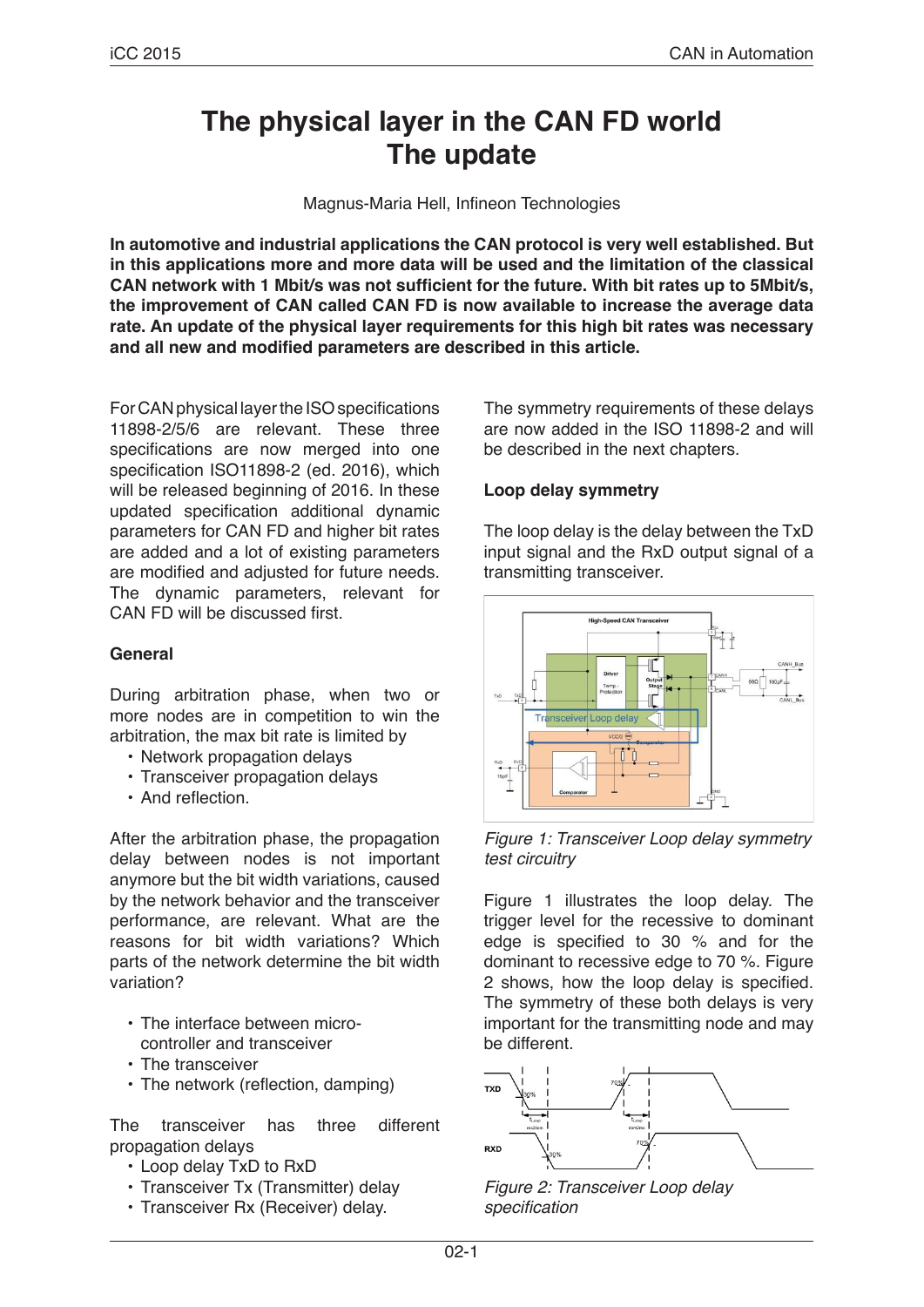# The physical layer in the CAN FD world
# The update

Magnus-Maria Hell, Infineon Technologies

**In automotive and industrial applications the CAN protocol is very well established. But in this applications more and more data will be used and the limitation of the classical CAN network with 1 Mbit/s was not sufficient for the future. With bit rates up to 5Mbit/s, the improvement of CAN called CAN FD is now available to increase the average data rate. An update of the physical layer requirements for this high bit rates was necessary and all new and modified parameters are described in this article.**

For CAN physical layer the ISO specifications 11898-2/5/6 are relevant. These three specifications are now merged into one specification ISO11898-2 (ed. 2016), which will be released beginning of 2016. In these updated specification additional dynamic parameters for CAN FD and higher bit rates are added and a lot of existing parameters are modified and adjusted for future needs. The dynamic parameters, relevant for CAN FD will be discussed first.

### General

During arbitration phase, when two or more nodes are in competition to win the arbitration, the max bit rate is limited by

- Network propagation delays
- Transceiver propagation delays
- And reflection.

After the arbitration phase, the propagation delay between nodes is not important anymore but the bit width variations, caused by the network behavior and the transceiver performance, are relevant. What are the reasons for bit width variations? Which parts of the network determine the bit width variation?

- The interface between micro-controller and transceiver
- The transceiver
- The network (reflection, damping)

The transceiver has three different propagation delays

- Loop delay TxD to RxD
- Transceiver Tx (Transmitter) delay
- Transceiver Rx (Receiver) delay.

The symmetry requirements of these delays are now added in the ISO 11898-2 and will be described in the next chapters.

### Loop delay symmetry

The loop delay is the delay between the TxD input signal and the RxD output signal of a transmitting transceiver.

*Figure 1: Transceiver Loop delay symmetry test circuitry*

Figure 1 illustrates the loop delay. The trigger level for the recessive to dominant edge is specified to 30 % and for the dominant to recessive edge to 70 %. Figure 2 shows, how the loop delay is specified. The symmetry of these both delays is very important for the transmitting node and may be different.

*Figure 2: Transceiver Loop delay specification*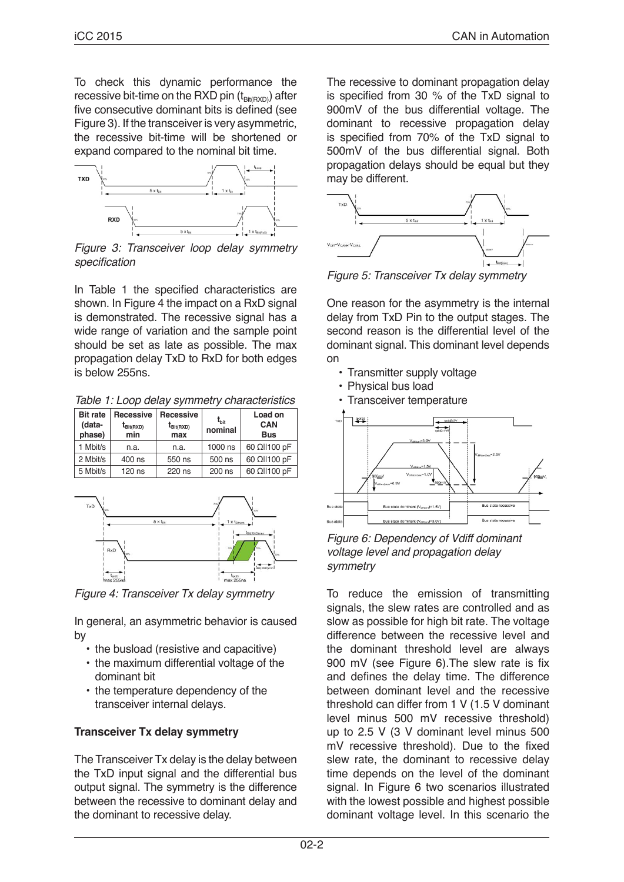To check this dynamic performance the recessive bit-time on the RXD pin ($t_{Bit(RXD)}$) after five consecutive dominant bits is defined (see Figure 3). If the transceiver is very asymmetric, the recessive bit-time will be shortened or expand compared to the nominal bit time.

*Figure 3: Transceiver loop delay symmetry specification*

In Table 1 the specified characteristics are shown. In Figure 4 the impact on a RxD signal is demonstrated. The recessive signal has a wide range of variation and the sample point should be set as late as possible. The max propagation delay TxD to RxD for both edges is below 255ns.

*Table 1: Loop delay symmetry characteristics*

| Bit rate (data-phase) | Recessive $t_{Bit(RXD)}$ min | Recessive $t_{Bit(RXD)}$ max | $t_{bit}$ nominal | Load on CAN Bus |
|---|---|---|---|---|
| 1 Mbit/s | n.a. | n.a. | 1000 ns | 60 Ω‖100 pF |
| 2 Mbit/s | 400 ns | 550 ns | 500 ns | 60 Ω‖100 pF |
| 5 Mbit/s | 120 ns | 220 ns | 200 ns | 60 Ω‖100 pF |

*Figure 4: Transceiver Tx delay symmetry*

In general, an asymmetric behavior is caused by

- the busload (resistive and capacitive)
- the maximum differential voltage of the dominant bit
- the temperature dependency of the transceiver internal delays.

**Transceiver Tx delay symmetry**

The Transceiver Tx delay is the delay between the TxD input signal and the differential bus output signal. The symmetry is the difference between the recessive to dominant delay and the dominant to recessive delay.

The recessive to dominant propagation delay is specified from 30 % of the TxD signal to 900mV of the bus differential voltage. The dominant to recessive propagation delay is specified from 70% of the TxD signal to 500mV of the bus differential signal. Both propagation delays should be equal but they may be different.

*Figure 5: Transceiver Tx delay symmetry*

One reason for the asymmetry is the internal delay from TxD Pin to the output stages. The second reason is the differential level of the dominant signal. This dominant level depends on

- Transmitter supply voltage
- Physical bus load
- Transceiver temperature

*Figure 6: Dependency of Vdiff dominant voltage level and propagation delay symmetry*

To reduce the emission of transmitting signals, the slew rates are controlled and as slow as possible for high bit rate. The voltage difference between the recessive level and the dominant threshold level are always 900 mV (see Figure 6).The slew rate is fix and defines the delay time. The difference between dominant level and the recessive threshold can differ from 1 V (1.5 V dominant level minus 500 mV recessive threshold) up to 2.5 V (3 V dominant level minus 500 mV recessive threshold). Due to the fixed slew rate, the dominant to recessive delay time depends on the level of the dominant signal. In Figure 6 two scenarios illustrated with the lowest possible and highest possible dominant voltage level. In this scenario the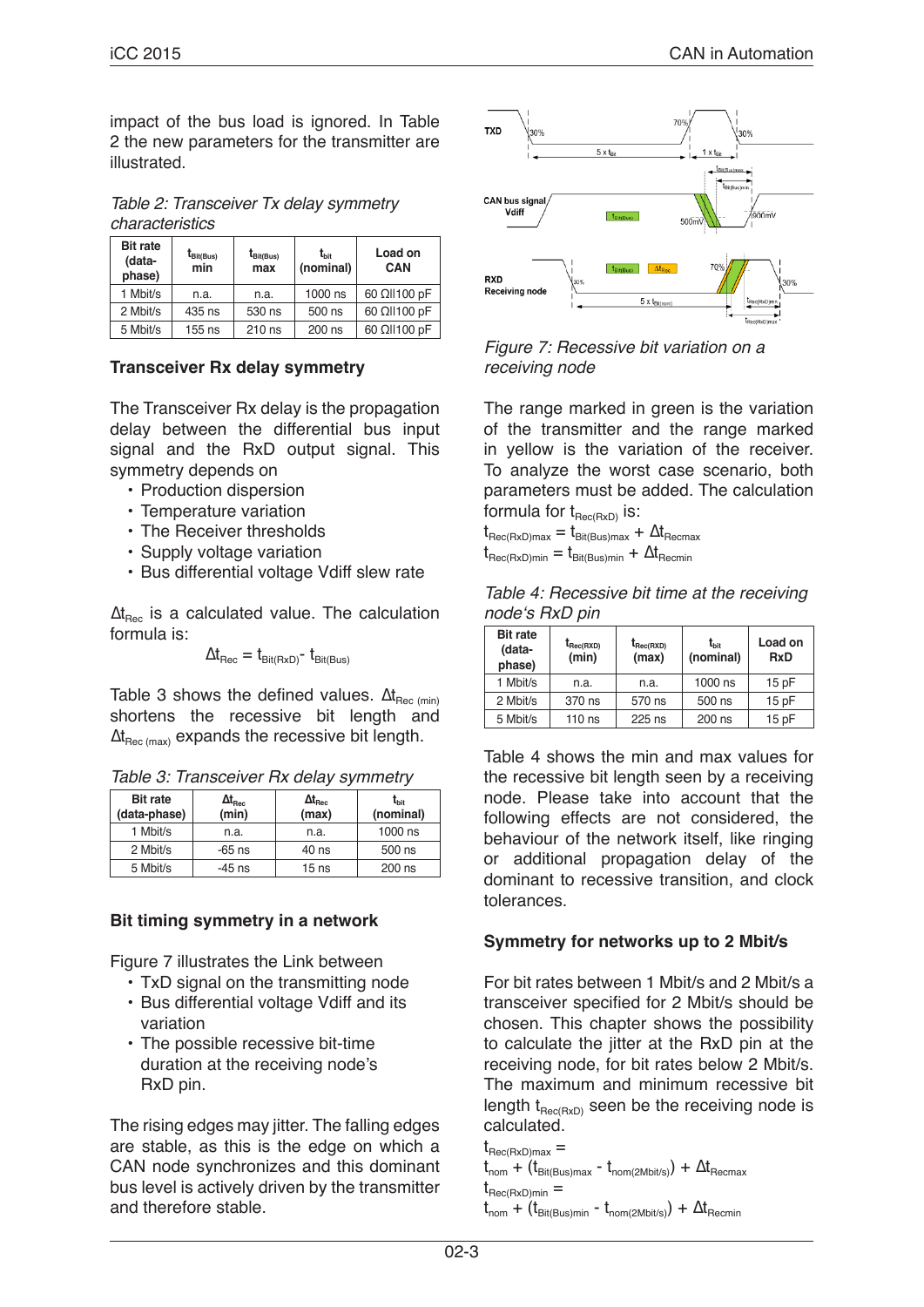impact of the bus load is ignored. In Table 2 the new parameters for the transmitter are illustrated.

*Table 2: Transceiver Tx delay symmetry characteristics*

| Bit rate (data-phase) | $t_{Bit(Bus)}$ min | $t_{Bit(Bus)}$ max | $t_{bit}$ (nominal) | Load on CAN |
|---|---|---|---|---|
| 1 Mbit/s | n.a. | n.a. | 1000 ns | 60 Ω‖100 pF |
| 2 Mbit/s | 435 ns | 530 ns | 500 ns | 60 Ω‖100 pF |
| 5 Mbit/s | 155 ns | 210 ns | 200 ns | 60 Ω‖100 pF |

### Transceiver Rx delay symmetry

The Transceiver Rx delay is the propagation delay between the differential bus input signal and the RxD output signal. This symmetry depends on

- Production dispersion
- Temperature variation
- The Receiver thresholds
- Supply voltage variation
- Bus differential voltage Vdiff slew rate

$\Delta t_{Rec}$ is a calculated value. The calculation formula is:

$$\Delta t_{Rec} = t_{Bit(RxD)} - t_{Bit(Bus)}$$

Table 3 shows the defined values. $\Delta t_{Rec\ (min)}$ shortens the recessive bit length and $\Delta t_{Rec\ (max)}$ expands the recessive bit length.

*Table 3: Transceiver Rx delay symmetry*

| Bit rate (data-phase) | $\Delta t_{Rec}$ (min) | $\Delta t_{Rec}$ (max) | $t_{bit}$ (nominal) |
|---|---|---|---|
| 1 Mbit/s | n.a. | n.a. | 1000 ns |
| 2 Mbit/s | -65 ns | 40 ns | 500 ns |
| 5 Mbit/s | -45 ns | 15 ns | 200 ns |

### Bit timing symmetry in a network

Figure 7 illustrates the Link between

- TxD signal on the transmitting node
- Bus differential voltage Vdiff and its variation
- The possible recessive bit-time duration at the receiving node's RxD pin.

The rising edges may jitter. The falling edges are stable, as this is the edge on which a CAN node synchronizes and this dominant bus level is actively driven by the transmitter and therefore stable.

*Figure 7: Recessive bit variation on a receiving node*

The range marked in green is the variation of the transmitter and the range marked in yellow is the variation of the receiver. To analyze the worst case scenario, both parameters must be added. The calculation formula for $t_{Rec(RxD)}$ is:

$t_{Rec(RxD)max} = t_{Bit(Bus)max} + \Delta t_{Recmax}$

$t_{Rec(RxD)min} = t_{Bit(Bus)min} + \Delta t_{Recmin}$

*Table 4: Recessive bit time at the receiving node's RxD pin*

| Bit rate (data-phase) | $t_{Rec(RXD)}$ (min) | $t_{Rec(RXD)}$ (max) | $t_{bit}$ (nominal) | Load on RxD |
|---|---|---|---|---|
| 1 Mbit/s | n.a. | n.a. | 1000 ns | 15 pF |
| 2 Mbit/s | 370 ns | 570 ns | 500 ns | 15 pF |
| 5 Mbit/s | 110 ns | 225 ns | 200 ns | 15 pF |

Table 4 shows the min and max values for the recessive bit length seen by a receiving node. Please take into account that the following effects are not considered, the behaviour of the network itself, like ringing or additional propagation delay of the dominant to recessive transition, and clock tolerances.

### Symmetry for networks up to 2 Mbit/s

For bit rates between 1 Mbit/s and 2 Mbit/s a transceiver specified for 2 Mbit/s should be chosen. This chapter shows the possibility to calculate the jitter at the RxD pin at the receiving node, for bit rates below 2 Mbit/s. The maximum and minimum recessive bit length $t_{Rec(RxD)}$ seen be the receiving node is calculated.

$t_{Rec(RxD)max} =$
$t_{nom} + (t_{Bit(Bus)max} - t_{nom(2Mbit/s)}) + \Delta t_{Recmax}$

$t_{Rec(RxD)min} =$
$t_{nom} + (t_{Bit(Bus)min} - t_{nom(2Mbit/s)}) + \Delta t_{Recmin}$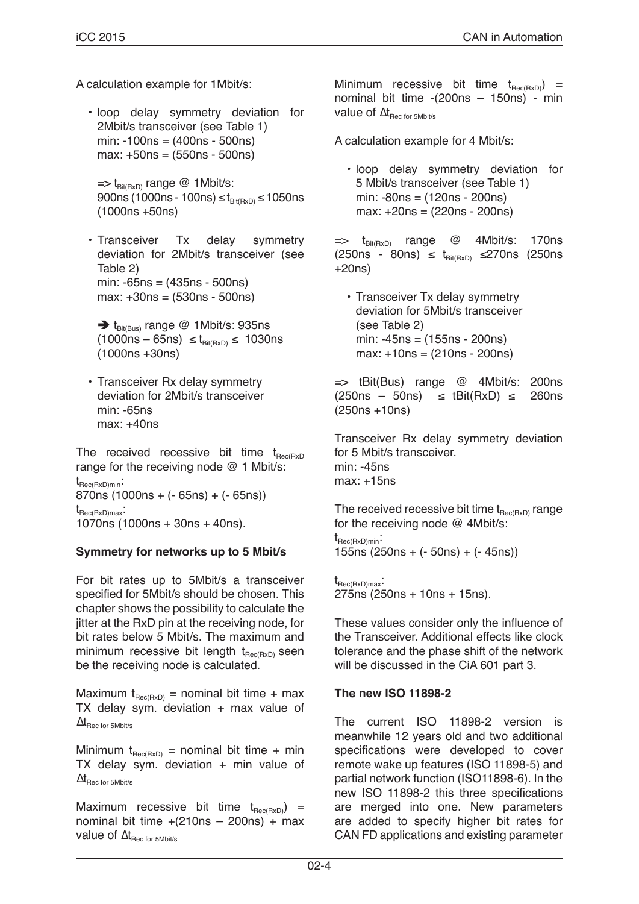A calculation example for 1Mbit/s:

- loop delay symmetry deviation for 2Mbit/s transceiver (see Table 1)
  min: -100ns = (400ns - 500ns)
  max: +50ns = (550ns - 500ns)

  => $t_{Bit(RxD)}$ range @ 1Mbit/s:
  900ns (1000ns - 100ns) ≤ $t_{Bit(RxD)}$ ≤ 1050ns (1000ns +50ns)

- Transceiver Tx delay symmetry deviation for 2Mbit/s transceiver (see Table 2)
  min: -65ns = (435ns - 500ns)
  max: +30ns = (530ns - 500ns)

  ➔ $t_{Bit(Bus)}$ range @ 1Mbit/s: 935ns (1000ns – 65ns) ≤ $t_{Bit(RxD)}$ ≤ 1030ns (1000ns +30ns)

- Transceiver Rx delay symmetry deviation for 2Mbit/s transceiver
  min: -65ns
  max: +40ns

The received recessive bit time $t_{Rec(RxD}$ range for the receiving node @ 1 Mbit/s:
$t_{Rec(RxD)min}$:
870ns (1000ns + (- 65ns) + (- 65ns))
$t_{Rec(RxD)max}$:
1070ns (1000ns + 30ns + 40ns).

**Symmetry for networks up to 5 Mbit/s**

For bit rates up to 5Mbit/s a transceiver specified for 5Mbit/s should be chosen. This chapter shows the possibility to calculate the jitter at the RxD pin at the receiving node, for bit rates below 5 Mbit/s. The maximum and minimum recessive bit length $t_{Rec(RxD)}$ seen be the receiving node is calculated.

Maximum $t_{Rec(RxD)}$ = nominal bit time + max TX delay sym. deviation + max value of $\Delta t_{Rec\ for\ 5Mbit/s}$

Minimum $t_{Rec(RxD)}$ = nominal bit time + min TX delay sym. deviation + min value of $\Delta t_{Rec\ for\ 5Mbit/s}$

Maximum recessive bit time $t_{Rec(RxD)}$) = nominal bit time +(210ns – 200ns) + max value of $\Delta t_{Rec\ for\ 5Mbit/s}$

Minimum recessive bit time $t_{Rec(RxD)}$) = nominal bit time -(200ns – 150ns) - min value of $\Delta t_{Rec\ for\ 5Mbit/s}$

A calculation example for 4 Mbit/s:

- loop delay symmetry deviation for 5 Mbit/s transceiver (see Table 1)
  min: -80ns = (120ns - 200ns)
  max: +20ns = (220ns - 200ns)

=> $t_{Bit(RxD)}$ range @ 4Mbit/s: 170ns (250ns - 80ns) ≤ $t_{Bit(RxD)}$ ≤270ns (250ns +20ns)

- Transceiver Tx delay symmetry deviation for 5Mbit/s transceiver (see Table 2)
  min: -45ns = (155ns - 200ns)
  max: +10ns = (210ns - 200ns)

=> tBit(Bus) range @ 4Mbit/s: 200ns (250ns – 50ns) ≤ tBit(RxD) ≤ 260ns (250ns +10ns)

Transceiver Rx delay symmetry deviation for 5 Mbit/s transceiver.
min: -45ns
max: +15ns

The received recessive bit time $t_{Rec(RxD)}$ range for the receiving node @ 4Mbit/s:
$t_{Rec(RxD)min}$:
155ns (250ns + (- 50ns) + (- 45ns))

$t_{Rec(RxD)max}$:
275ns (250ns + 10ns + 15ns).

These values consider only the influence of the Transceiver. Additional effects like clock tolerance and the phase shift of the network will be discussed in the CiA 601 part 3.

**The new ISO 11898-2**

The current ISO 11898-2 version is meanwhile 12 years old and two additional specifications were developed to cover remote wake up features (ISO 11898-5) and partial network function (ISO11898-6). In the new ISO 11898-2 this three specifications are merged into one. New parameters are added to specify higher bit rates for CAN FD applications and existing parameter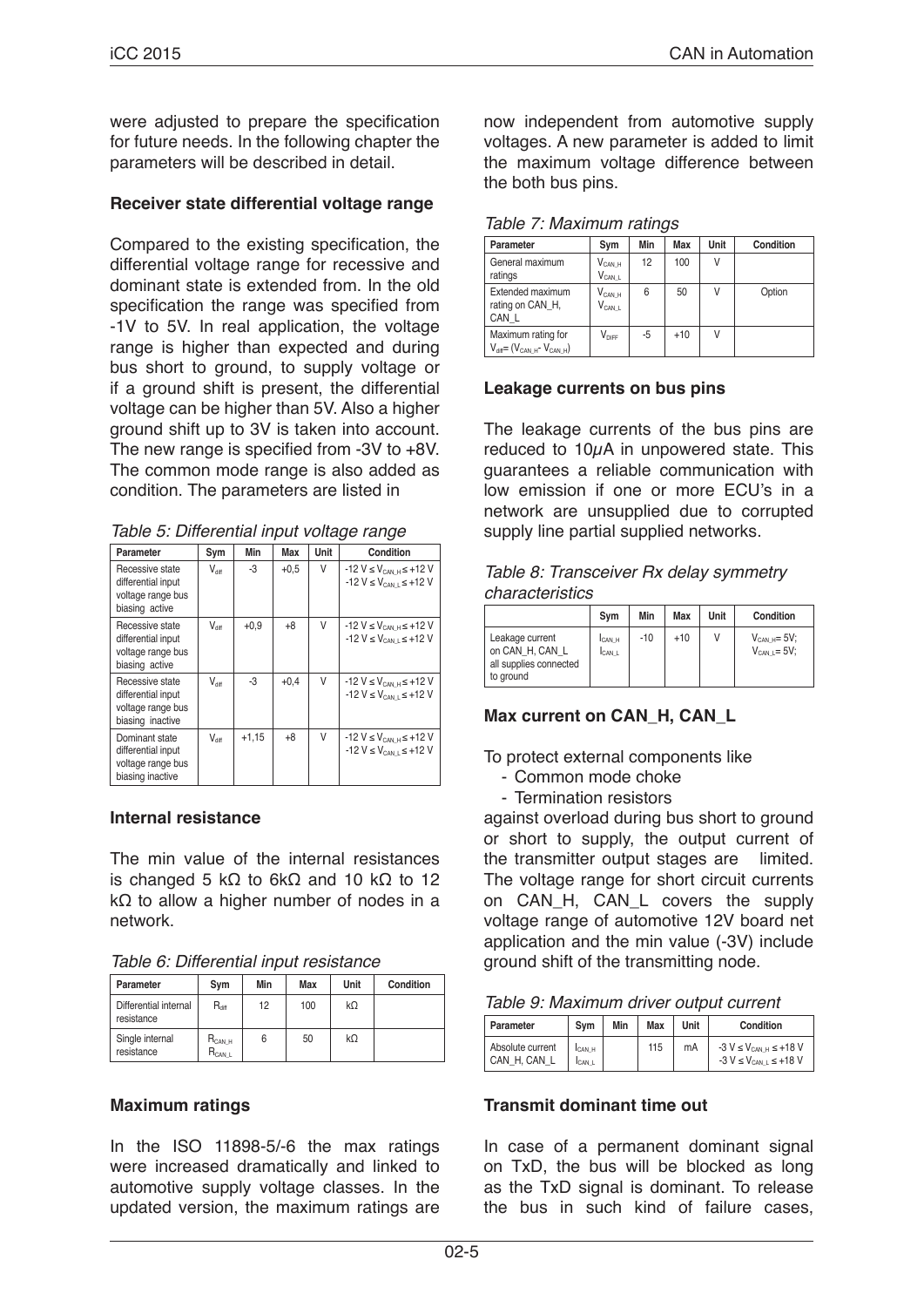were adjusted to prepare the specification for future needs. In the following chapter the parameters will be described in detail.

**Receiver state differential voltage range**

Compared to the existing specification, the differential voltage range for recessive and dominant state is extended from. In the old specification the range was specified from -1V to 5V. In real application, the voltage range is higher than expected and during bus short to ground, to supply voltage or if a ground shift is present, the differential voltage can be higher than 5V. Also a higher ground shift up to 3V is taken into account. The new range is specified from -3V to +8V. The common mode range is also added as condition. The parameters are listed in

*Table 5: Differential input voltage range*

| Parameter | Sym | Min | Max | Unit | Condition |
|---|---|---|---|---|---|
| Recessive state differential input voltage range bus biasing active | $V_{diff}$ | -3 | +0,5 | V | $-12\ V \leq V_{CAN\_H} \leq +12\ V$ $-12\ V \leq V_{CAN\_L} \leq +12\ V$ |
| Recessive state differential input voltage range bus biasing active | $V_{diff}$ | +0,9 | +8 | V | $-12\ V \leq V_{CAN\_H} \leq +12\ V$ $-12\ V \leq V_{CAN\_L} \leq +12\ V$ |
| Recessive state differential input voltage range bus biasing inactive | $V_{diff}$ | -3 | +0,4 | V | $-12\ V \leq V_{CAN\_H} \leq +12\ V$ $-12\ V \leq V_{CAN\_L} \leq +12\ V$ |
| Dominant state differential input voltage range bus biasing inactive | $V_{diff}$ | +1,15 | +8 | V | $-12\ V \leq V_{CAN\_H} \leq +12\ V$ $-12\ V \leq V_{CAN\_L} \leq +12\ V$ |

**Internal resistance**

The min value of the internal resistances is changed 5 kΩ to 6kΩ and 10 kΩ to 12 kΩ to allow a higher number of nodes in a network.

*Table 6: Differential input resistance*

| Parameter | Sym | Min | Max | Unit | Condition |
|---|---|---|---|---|---|
| Differential internal resistance | $R_{diff}$ | 12 | 100 | kΩ | |
| Single internal resistance | $R_{CAN\_H}$ $R_{CAN\_L}$ | 6 | 50 | kΩ | |

**Maximum ratings**

In the ISO 11898-5/-6 the max ratings were increased dramatically and linked to automotive supply voltage classes. In the updated version, the maximum ratings are now independent from automotive supply voltages. A new parameter is added to limit the maximum voltage difference between the both bus pins.

*Table 7: Maximum ratings*

| Parameter | Sym | Min | Max | Unit | Condition |
|---|---|---|---|---|---|
| General maximum ratings | $V_{CAN\_H}$ $V_{CAN\_L}$ | 12 | 100 | V | |
| Extended maximum rating on CAN_H, CAN_L | $V_{CAN\_H}$ $V_{CAN\_L}$ | 6 | 50 | V | Option |
| Maximum rating for $V_{diff} = (V_{CAN\_H} - V_{CAN\_H})$ | $V_{DIFF}$ | -5 | +10 | V | |

**Leakage currents on bus pins**

The leakage currents of the bus pins are reduced to 10µA in unpowered state. This guarantees a reliable communication with low emission if one or more ECU's in a network are unsupplied due to corrupted supply line partial supplied networks.

*Table 8: Transceiver Rx delay symmetry characteristics*

| | Sym | Min | Max | Unit | Condition |
|---|---|---|---|---|---|
| Leakage current on CAN_H, CAN_L all supplies connected to ground | $I_{CAN\_H}$ $I_{CAN\_L}$ | -10 | +10 | V | $V_{CAN\_H}$= 5V; $V_{CAN\_L}$= 5V; |

**Max current on CAN_H, CAN_L**

To protect external components like

- Common mode choke
- Termination resistors

against overload during bus short to ground or short to supply, the output current of the transmitter output stages are limited. The voltage range for short circuit currents on CAN_H, CAN_L covers the supply voltage range of automotive 12V board net application and the min value (-3V) include ground shift of the transmitting node.

*Table 9: Maximum driver output current*

| Parameter | Sym | Min | Max | Unit | Condition |
|---|---|---|---|---|---|
| Absolute current CAN_H, CAN_L | $I_{CAN\_H}$ $I_{CAN\_L}$ | | 115 | mA | $-3\ V \leq V_{CAN\_H} \leq +18\ V$ $-3\ V \leq V_{CAN\_L} \leq +18\ V$ |

**Transmit dominant time out**

In case of a permanent dominant signal on TxD, the bus will be blocked as long as the TxD signal is dominant. To release the bus in such kind of failure cases,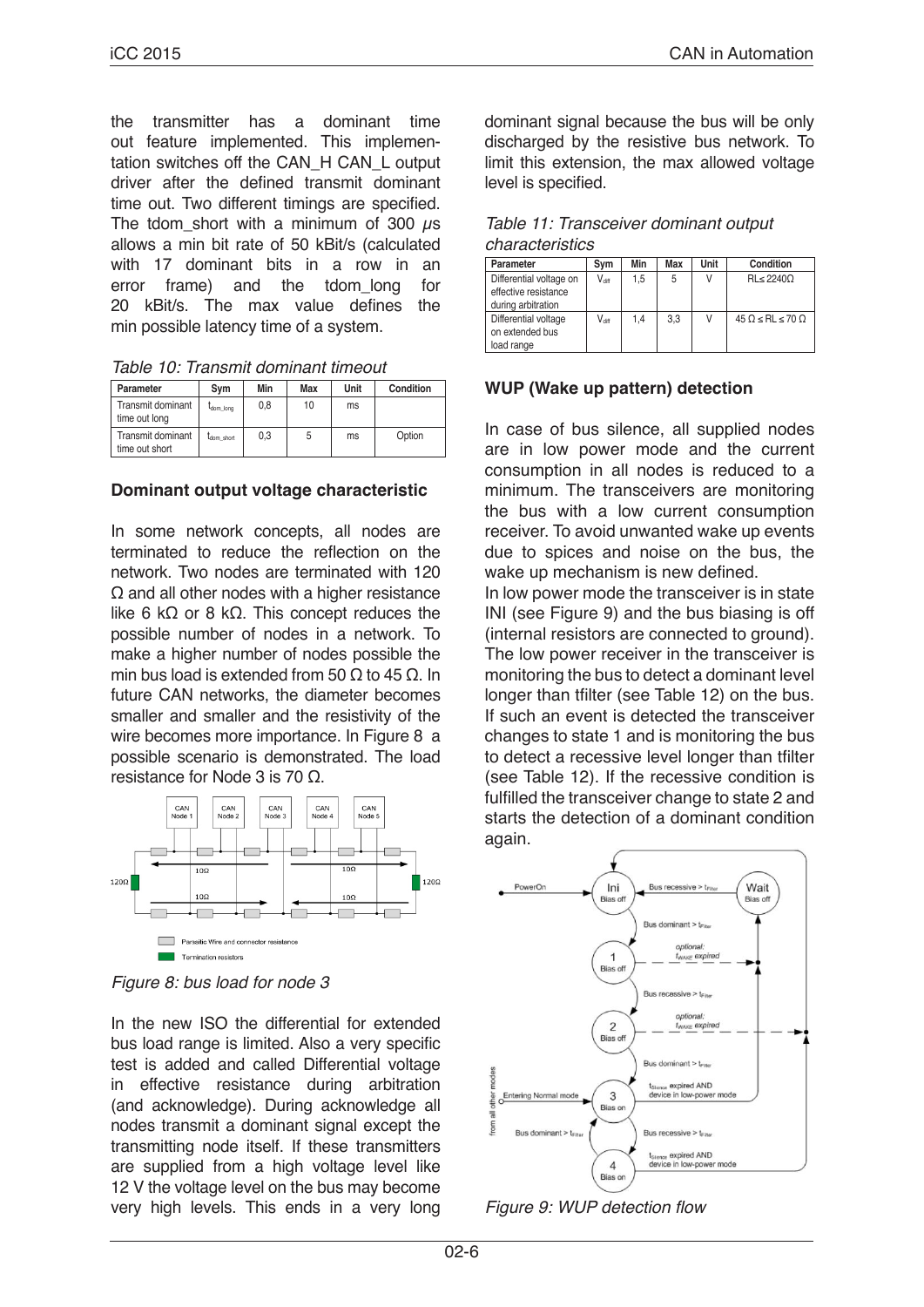the transmitter has a dominant time out feature implemented. This implementation switches off the CAN_H CAN_L output driver after the defined transmit dominant time out. Two different timings are specified. The tdom_short with a minimum of 300 µs allows a min bit rate of 50 kBit/s (calculated with 17 dominant bits in a row in an error frame) and the tdom_long for 20 kBit/s. The max value defines the min possible latency time of a system.

*Table 10: Transmit dominant timeout*

| Parameter | Sym | Min | Max | Unit | Condition |
|---|---|---|---|---|---|
| Transmit dominant time out long | $t_{dom\_long}$ | 0,8 | 10 | ms | |
| Transmit dominant time out short | $t_{dom\_short}$ | 0,3 | 5 | ms | Option |

**Dominant output voltage characteristic**

In some network concepts, all nodes are terminated to reduce the reflection on the network. Two nodes are terminated with 120 Ω and all other nodes with a higher resistance like 6 kΩ or 8 kΩ. This concept reduces the possible number of nodes in a network. To make a higher number of nodes possible the min bus load is extended from 50 Ω to 45 Ω. In future CAN networks, the diameter becomes smaller and smaller and the resistivity of the wire becomes more importance. In Figure 8 a possible scenario is demonstrated. The load resistance for Node 3 is 70 Ω.

*Figure 8: bus load for node 3*

In the new ISO the differential for extended bus load range is limited. Also a very specific test is added and called Differential voltage in effective resistance during arbitration (and acknowledge). During acknowledge all nodes transmit a dominant signal except the transmitting node itself. If these transmitters are supplied from a high voltage level like 12 V the voltage level on the bus may become very high levels. This ends in a very long dominant signal because the bus will be only discharged by the resistive bus network. To limit this extension, the max allowed voltage level is specified.

*Table 11: Transceiver dominant output characteristics*

| Parameter | Sym | Min | Max | Unit | Condition |
|---|---|---|---|---|---|
| Differential voltage on effective resistance during arbitration | $V_{diff}$ | 1,5 | 5 | V | RL≤ 2240Ω |
| Differential voltage on extended bus load range | $V_{diff}$ | 1,4 | 3,3 | V | 45 Ω ≤ RL ≤ 70 Ω |

**WUP (Wake up pattern) detection**

In case of bus silence, all supplied nodes are in low power mode and the current consumption in all nodes is reduced to a minimum. The transceivers are monitoring the bus with a low current consumption receiver. To avoid unwanted wake up events due to spices and noise on the bus, the wake up mechanism is new defined.

In low power mode the transceiver is in state INI (see Figure 9) and the bus biasing is off (internal resistors are connected to ground). The low power receiver in the transceiver is monitoring the bus to detect a dominant level longer than tfilter (see Table 12) on the bus. If such an event is detected the transceiver changes to state 1 and is monitoring the bus to detect a recessive level longer than tfilter (see Table 12). If the recessive condition is fulfilled the transceiver change to state 2 and starts the detection of a dominant condition again.

*Figure 9: WUP detection flow*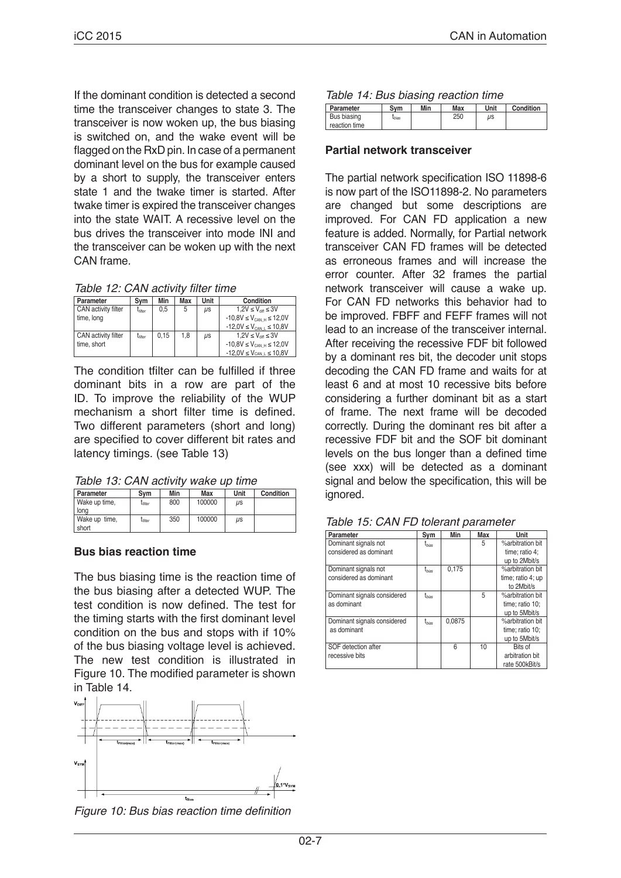If the dominant condition is detected a second time the transceiver changes to state 3. The transceiver is now woken up, the bus biasing is switched on, and the wake event will be flagged on the RxD pin. In case of a permanent dominant level on the bus for example caused by a short to supply, the transceiver enters state 1 and the twake timer is started. After twake timer is expired the transceiver changes into the state WAIT. A recessive level on the bus drives the transceiver into mode INI and the transceiver can be woken up with the next CAN frame.

*Table 12: CAN activity filter time*

| Parameter | Sym | Min | Max | Unit | Condition |
|---|---|---|---|---|---|
| CAN activity filter time, long | $t_{filter}$ | 0,5 | 5 | µs | $1{,}2V \leq V_{diff} \leq 3V$<br>$-10{,}8V \leq V_{CAN\_H} \leq 12{,}0V$<br>$-12{,}0V \leq V_{CAN\_L} \leq 10{,}8V$ |
| CAN activity filter time, short | $t_{filter}$ | 0,15 | 1,8 | µs | $1{,}2V \leq V_{diff} \leq 3V$<br>$-10{,}8V \leq V_{CAN\_H} \leq 12{,}0V$<br>$-12{,}0V \leq V_{CAN\_L} \leq 10{,}8V$ |

The condition tfilter can be fulfilled if three dominant bits in a row are part of the ID. To improve the reliability of the WUP mechanism a short filter time is defined. Two different parameters (short and long) are specified to cover different bit rates and latency timings. (see Table 13)

*Table 13: CAN activity wake up time*

| Parameter | Sym | Min | Max | Unit | Condition |
|---|---|---|---|---|---|
| Wake up time, long | $t_{filter}$ | 800 | 100000 | µs | |
| Wake up time, short | $t_{filter}$ | 350 | 100000 | µs | |

### Bus bias reaction time

The bus biasing time is the reaction time of the bus biasing after a detected WUP. The test condition is now defined. The test for the timing starts with the first dominant level condition on the bus and stops with if 10% of the bus biasing voltage level is achieved. The new test condition is illustrated in Figure 10. The modified parameter is shown in Table 14.

*Figure 10: Bus bias reaction time definition*

*Table 14: Bus biasing reaction time*

| Parameter | Sym | Min | Max | Unit | Condition |
|---|---|---|---|---|---|
| Bus biasing reaction time | $t_{bias}$ | | 250 | µs | |

### Partial network transceiver

The partial network specification ISO 11898-6 is now part of the ISO11898-2. No parameters are changed but some descriptions are improved. For CAN FD application a new feature is added. Normally, for Partial network transceiver CAN FD frames will be detected as erroneous frames and will increase the error counter. After 32 frames the partial network transceiver will cause a wake up. For CAN FD networks this behavior had to be improved. FBFF and FEFF frames will not lead to an increase of the transceiver internal. After receiving the recessive FDF bit followed by a dominant res bit, the decoder unit stops decoding the CAN FD frame and waits for at least 6 and at most 10 recessive bits before considering a further dominant bit as a start of frame. The next frame will be decoded correctly. During the dominant res bit after a recessive FDF bit and the SOF bit dominant levels on the bus longer than a defined time (see xxx) will be detected as a dominant signal and below the specification, this will be ignored.

*Table 15: CAN FD tolerant parameter*

| Parameter | Sym | Min | Max | Unit |
|---|---|---|---|---|
| Dominant signals not considered as dominant | $t_{bias}$ | | 5 | %arbitration bit time; ratio 4; up to 2Mbit/s |
| Dominant signals not considered as dominant | $t_{bias}$ | 0,175 | | %arbitration bit time; ratio 4; up to 2Mbit/s |
| Dominant signals considered as dominant | $t_{bias}$ | | 5 | %arbitration bit time; ratio 10; up to 5Mbit/s |
| Dominant signals considered as dominant | $t_{bias}$ | 0,0875 | | %arbitration bit time; ratio 10; up to 5Mbit/s |
| SOF detection after recessive bits | | 6 | 10 | Bits of arbitration bit rate 500kBit/s |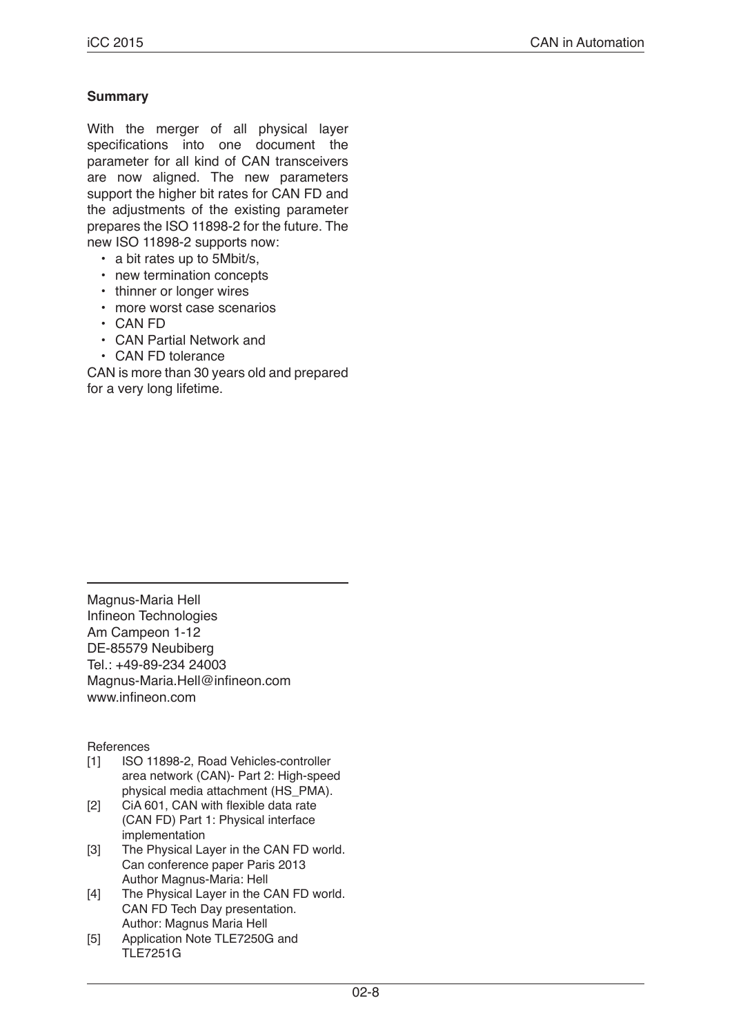**Summary**

With the merger of all physical layer specifications into one document the parameter for all kind of CAN transceivers are now aligned. The new parameters support the higher bit rates for CAN FD and the adjustments of the existing parameter prepares the ISO 11898-2 for the future. The new ISO 11898-2 supports now:

- a bit rates up to 5Mbit/s,
- new termination concepts
- thinner or longer wires
- more worst case scenarios
- CAN FD
- CAN Partial Network and
- CAN FD tolerance

CAN is more than 30 years old and prepared for a very long lifetime.

---

Magnus-Maria Hell
Infineon Technologies
Am Campeon 1-12
DE-85579 Neubiberg
Tel.: +49-89-234 24003
Magnus-Maria.Hell@infineon.com
www.infineon.com

References

[1] ISO 11898-2, Road Vehicles-controller area network (CAN)- Part 2: High-speed physical media attachment (HS_PMA).

[2] CiA 601, CAN with flexible data rate (CAN FD) Part 1: Physical interface implementation

[3] The Physical Layer in the CAN FD world. Can conference paper Paris 2013 Author Magnus-Maria: Hell

[4] The Physical Layer in the CAN FD world. CAN FD Tech Day presentation. Author: Magnus Maria Hell

[5] Application Note TLE7250G and TLE7251G